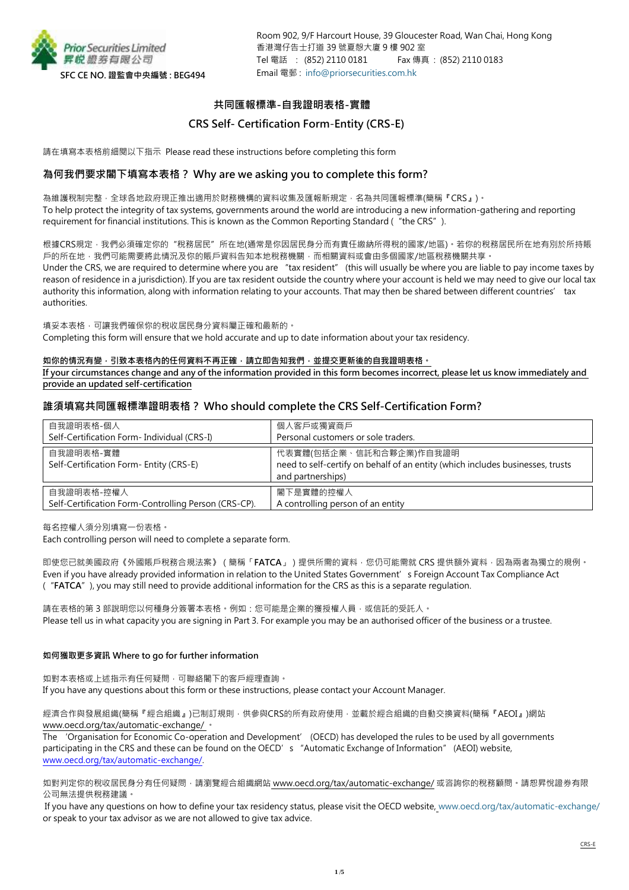Prior Securities Limited
昇悅證券有限公司
SFC CE NO. 證監會中央編號 : BEG494

Room 902, 9/F Harcourt House, 39 Gloucester Road, Wan Chai, Hong Kong
香港灣仔告士打道 39 號夏慤大廈 9 樓 902 室
Tel 電話 : (852) 2110 0181 Fax 傳真 : (852) 2110 0183
Email 電郵 : info@priorsecurities.com.hk

# 共同匯報標準-自我證明表格-實體

# CRS Self- Certification Form-Entity (CRS-E)

請在填寫本表格前細閱以下指示 Please read these instructions before completing this form

## 為何我們要求閣下填寫本表格？ Why are we asking you to complete this form?

為維護稅制完整，全球各地政府現正推出適用於財務機構的資料收集及匯報新規定，名為共同匯報標準(簡稱『CRS』)。
To help protect the integrity of tax systems, governments around the world are introducing a new information-gathering and reporting requirement for financial institutions. This is known as the Common Reporting Standard ("the CRS").

根據CRS規定，我們必須確定你的"稅務居民"所在地(通常是你因居民身分而有責任繳納所得稅的國家/地區)。若你的稅務居民所在地有別於所持賬戶的所在地，我們可能需要將此情況及你的賬戶資料告知本地稅務機關，而相關資料或會由多個國家/地區稅務機關共享。
Under the CRS, we are required to determine where you are "tax resident" (this will usually be where you are liable to pay income taxes by reason of residence in a jurisdiction). If you are tax resident outside the country where your account is held we may need to give our local tax authority this information, along with information relating to your accounts. That may then be shared between different countries' tax authorities.

填妥本表格，可讓我們確保你的稅收居民身分資料屬正確和最新的。
Completing this form will ensure that we hold accurate and up to date information about your tax residency.

**如你的情況有變，引致本表格內的任何資料不再正確，請立即告知我們，並提交更新後的自我證明表格。**
**If your circumstances change and any of the information provided in this form becomes incorrect, please let us know immediately and provide an updated self-certification**

## 誰須填寫共同匯報標準證明表格？ Who should complete the CRS Self-Certification Form?

| 自我證明表格-個人<br>Self-Certification Form- Individual (CRS-I) | 個人客戶或獨資商戶<br>Personal customers or sole traders. |
|---|---|
| 自我證明表格-實體<br>Self-Certification Form- Entity (CRS-E) | 代表實體(包括企業、信託和合夥企業)作自我證明<br>need to self-certify on behalf of an entity (which includes businesses, trusts and partnerships) |
| 自我證明表格-控權人<br>Self-Certification Form-Controlling Person (CRS-CP). | 閣下是實體的控權人<br>A controlling person of an entity |

每名控權人須分別填寫一份表格。
Each controlling person will need to complete a separate form.

即使您已就美國政府《外國賬戶稅務合規法案》(簡稱「**FATCA**」)提供所需的資料，您仍可能需就 CRS 提供額外資料，因為兩者為獨立的規例。
Even if you have already provided information in relation to the United States Government's Foreign Account Tax Compliance Act ("**FATCA**"), you may still need to provide additional information for the CRS as this is a separate regulation.

請在表格的第 3 部說明您以何種身分簽署本表格。例如：您可能是企業的獲授權人員，或信託的受託人。
Please tell us in what capacity you are signing in Part 3. For example you may be an authorised officer of the business or a trustee.

**如何獲取更多資訊 Where to go for further information**

如對本表格或上述指示有任何疑問，可聯絡閣下的客戶經理查詢。
If you have any questions about this form or these instructions, please contact your Account Manager.

經濟合作與發展組織(簡稱『經合組織』)已制訂規則，供參與CRS的所有政府使用，並載於經合組織的自動交換資料(簡稱『AEOI』)網站 www.oecd.org/tax/automatic-exchange/ 。
The 'Organisation for Economic Co-operation and Development' (OECD) has developed the rules to be used by all governments participating in the CRS and these can be found on the OECD's "Automatic Exchange of Information" (AEOI) website, www.oecd.org/tax/automatic-exchange/.

如對判定你的稅收居民身分有任何疑問，請瀏覽經合組織網站 www.oecd.org/tax/automatic-exchange/ 或咨詢你的稅務顧問。請恕昇悅證券有限公司無法提供稅務建議。
If you have any questions on how to define your tax residency status, please visit the OECD website, www.oecd.org/tax/automatic-exchange/ or speak to your tax advisor as we are not allowed to give tax advice.

CRS-E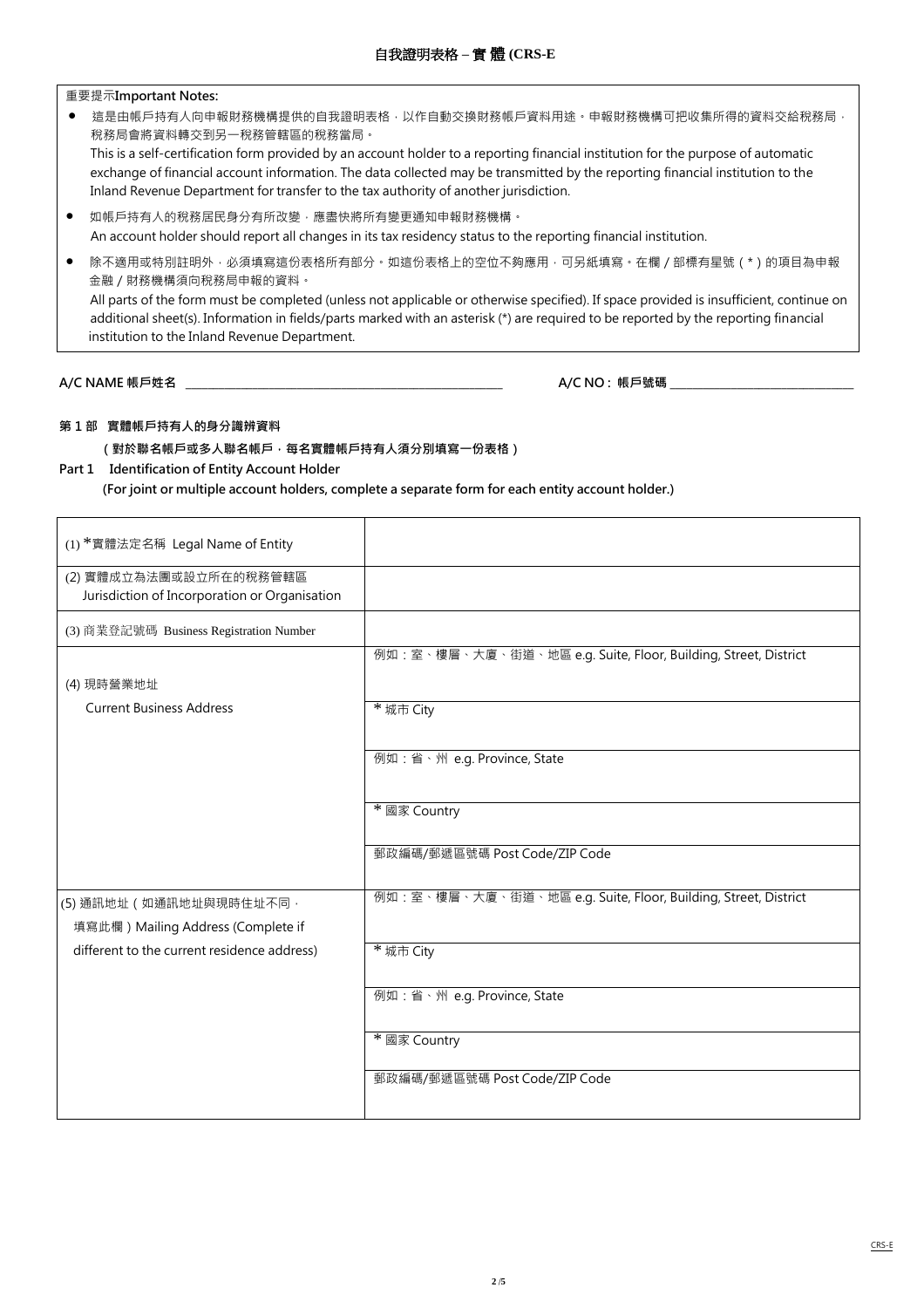# 自我證明表格 – 實 體 (CRS-E

重要提示**Important Notes:**

- 這是由帳戶持有人向申報財務機構提供的自我證明表格，以作自動交換財務帳戶資料用途。申報財務機構可把收集所得的資料交給稅務局，稅務局會將資料轉交到另一稅務管轄區的稅務當局。
  This is a self-certification form provided by an account holder to a reporting financial institution for the purpose of automatic exchange of financial account information. The data collected may be transmitted by the reporting financial institution to the Inland Revenue Department for transfer to the tax authority of another jurisdiction.
- 如帳戶持有人的稅務居民身分有所改變，應盡快將所有變更通知申報財務機構。
  An account holder should report all changes in its tax residency status to the reporting financial institution.
- 除不適用或特別註明外，必須填寫這份表格所有部分。如這份表格上的空位不夠應用，可另紙填寫。在欄 / 部標有星號 ( * ) 的項目為申報金融 / 財務機構須向稅務局申報的資料。
  All parts of the form must be completed (unless not applicable or otherwise specified). If space provided is insufficient, continue on additional sheet(s). Information in fields/parts marked with an asterisk (*) are required to be reported by the reporting financial institution to the Inland Revenue Department.

**A/C NAME 帳戶姓名** ______________________ **A/C NO : 帳戶號碼** ______________________

**第 1 部 實體帳戶持有人的身分識辨資料**

**( 對於聯名帳戶或多人聯名帳戶，每名實體帳戶持有人須分別填寫一份表格 )**

**Part 1 Identification of Entity Account Holder**

**(For joint or multiple account holders, complete a separate form for each entity account holder.)**

| | |
|---|---|
| (1) *實體法定名稱 Legal Name of Entity | |
| (2) 實體成立為法團或設立所在的稅務管轄區 Jurisdiction of Incorporation or Organisation | |
| (3) 商業登記號碼 Business Registration Number | |
| (4) 現時營業地址 Current Business Address | 例如：室、樓層、大廈、街道、地區 e.g. Suite, Floor, Building, Street, District |
| | * 城市 City |
| | 例如：省、州 e.g. Province, State |
| | * 國家 Country |
| | 郵政編碼/郵遞區號碼 Post Code/ZIP Code |
| (5) 通訊地址 ( 如通訊地址與現時住址不同，填寫此欄 ) Mailing Address (Complete if different to the current residence address) | 例如：室、樓層、大廈、街道、地區 e.g. Suite, Floor, Building, Street, District |
| | * 城市 City |
| | 例如：省、州 e.g. Province, State |
| | * 國家 Country |
| | 郵政編碼/郵遞區號碼 Post Code/ZIP Code |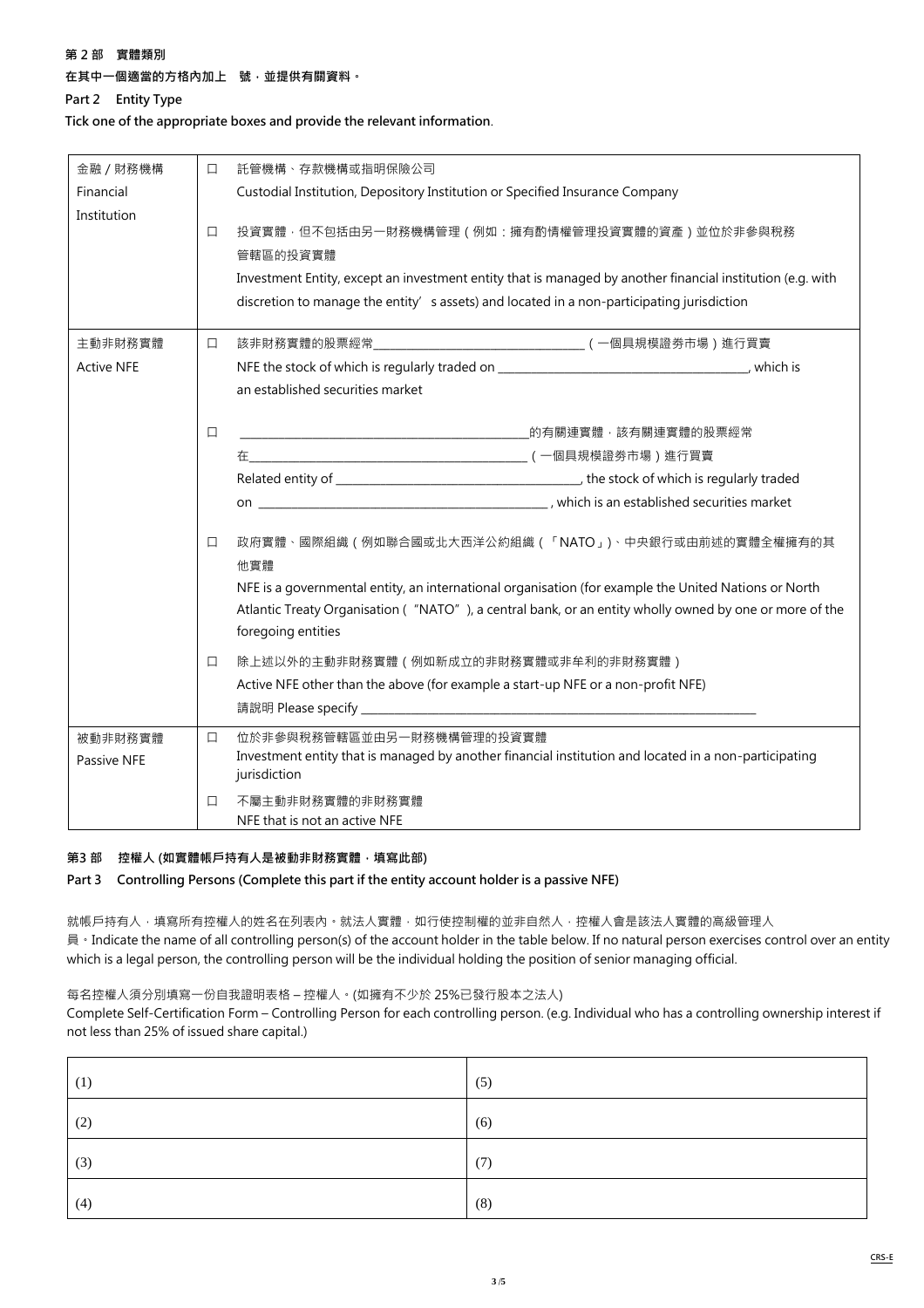**第 2 部　實體類別**

**在其中一個適當的方格內加上　號，並提供有關資料。**

**Part 2　Entity Type**

**Tick one of the appropriate boxes and provide the relevant information.**

| | | |
|---|---|---|
| 金融 / 財務機構<br>Financial Institution | ☐ | 託管機構、存款機構或指明保險公司<br>Custodial Institution, Depository Institution or Specified Insurance Company |
| | ☐ | 投資實體，但不包括由另一財務機構管理（例如：擁有酌情權管理投資實體的資產）並位於非參與稅務管轄區的投資實體<br>Investment Entity, except an investment entity that is managed by another financial institution (e.g. with discretion to manage the entity's assets) and located in a non-participating jurisdiction |
| 主動非財務實體<br>Active NFE | ☐ | 該非財務實體的股票經常\_\_\_\_\_\_\_\_\_\_\_\_\_\_\_\_\_\_\_\_（一個具規模證券市場）進行買賣<br>NFE the stock of which is regularly traded on \_\_\_\_\_\_\_\_\_\_\_\_\_\_\_\_\_\_\_\_, which is an established securities market |
| | ☐ | \_\_\_\_\_\_\_\_\_\_\_\_\_\_\_\_\_\_\_\_的有關連實體，該有關連實體的股票經常在\_\_\_\_\_\_\_\_\_\_\_\_\_\_\_\_\_\_\_\_（一個具規模證券市場）進行買賣<br>Related entity of \_\_\_\_\_\_\_\_\_\_\_\_\_\_\_\_\_\_\_\_, the stock of which is regularly traded on \_\_\_\_\_\_\_\_\_\_\_\_\_\_\_\_\_\_\_\_, which is an established securities market |
| | ☐ | 政府實體、國際組織（例如聯合國或北大西洋公約組織（「NATO」)、中央銀行或由前述的實體全權擁有的其他實體<br>NFE is a governmental entity, an international organisation (for example the United Nations or North Atlantic Treaty Organisation ("NATO"), a central bank, or an entity wholly owned by one or more of the foregoing entities |
| | ☐ | 除上述以外的主動非財務實體（例如新成立的非財務實體或非牟利的非財務實體）<br>Active NFE other than the above (for example a start-up NFE or a non-profit NFE)<br>請説明 Please specify \_\_\_\_\_\_\_\_\_\_\_\_\_\_\_\_\_\_\_\_ |
| 被動非財務實體<br>Passive NFE | ☐ | 位於非參與稅務管轄區並由另一財務機構管理的投資實體<br>Investment entity that is managed by another financial institution and located in a non-participating jurisdiction |
| | ☐ | 不屬主動非財務實體的非財務實體<br>NFE that is not an active NFE |

**第3 部　控權人 (如實體帳戶持有人是被動非財務實體，填寫此部)**

**Part 3　Controlling Persons (Complete this part if the entity account holder is a passive NFE)**

就帳戶持有人，填寫所有控權人的姓名在列表內。就法人實體，如行使控制權的並非自然人，控權人會是該法人實體的高級管理人員。Indicate the name of all controlling person(s) of the account holder in the table below. If no natural person exercises control over an entity which is a legal person, the controlling person will be the individual holding the position of senior managing official.

每名控權人須分別填寫一份自我證明表格 – 控權人。(如擁有不少於 25%已發行股本之法人)

Complete Self-Certification Form – Controlling Person for each controlling person. (e.g. Individual who has a controlling ownership interest if not less than 25% of issued share capital.)

| | |
|---|---|
| (1) | (5) |
| (2) | (6) |
| (3) | (7) |
| (4) | (8) |

CRS-E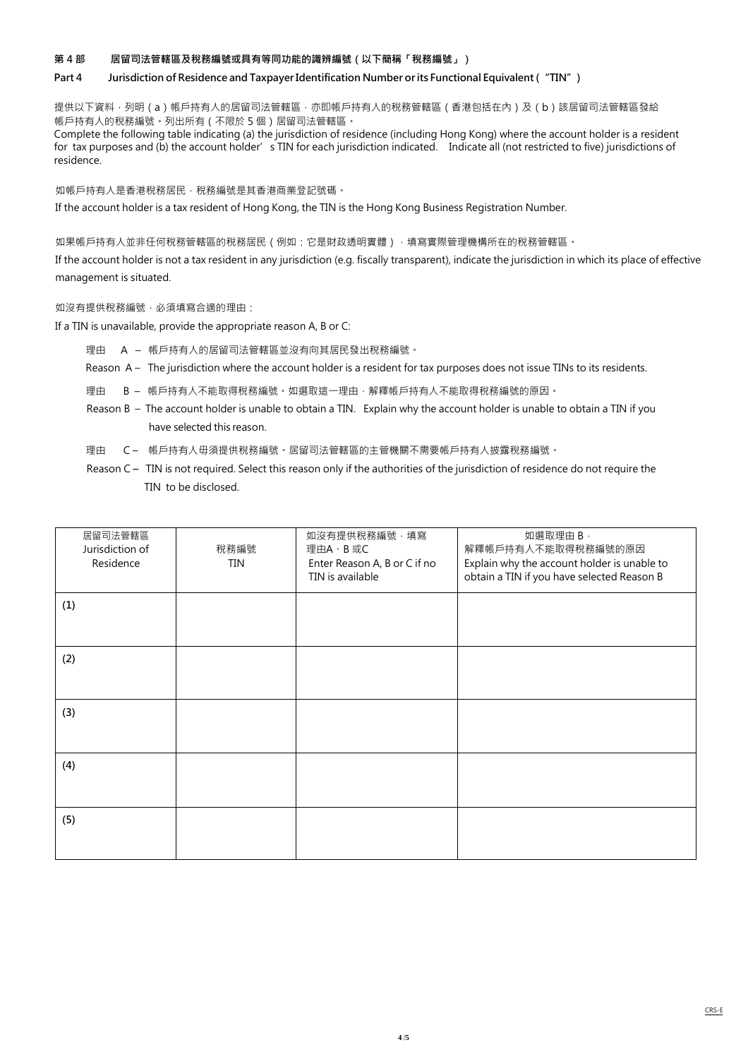**第 4 部　　居留司法管轄區及稅務編號或具有等同功能的識辨編號（以下簡稱「稅務編號」）**

**Part 4　　Jurisdiction of Residence and Taxpayer Identification Number or its Functional Equivalent ("TIN")**

提供以下資料，列明（a）帳戶持有人的居留司法管轄區，亦即帳戶持有人的稅務管轄區（香港包括在內）及（b）該居留司法管轄區發給帳戶持有人的稅務編號。列出所有（不限於 5 個）居留司法管轄區。

Complete the following table indicating (a) the jurisdiction of residence (including Hong Kong) where the account holder is a resident for tax purposes and (b) the account holder's TIN for each jurisdiction indicated. Indicate all (not restricted to five) jurisdictions of residence.

如帳戶持有人是香港稅務居民，稅務編號是其香港商業登記號碼。

If the account holder is a tax resident of Hong Kong, the TIN is the Hong Kong Business Registration Number.

如果帳戶持有人並非任何稅務管轄區的稅務居民（例如：它是財政透明實體），填寫實際管理機構所在的稅務管轄區。

If the account holder is not a tax resident in any jurisdiction (e.g. fiscally transparent), indicate the jurisdiction in which its place of effective management is situated.

如沒有提供稅務編號，必須填寫合適的理由：

If a TIN is unavailable, provide the appropriate reason A, B or C:

理由　A – 帳戶持有人的居留司法管轄區並沒有向其居民發出稅務編號。

Reason A – The jurisdiction where the account holder is a resident for tax purposes does not issue TINs to its residents.

理由　B – 帳戶持有人不能取得稅務編號。如選取這一理由，解釋帳戶持有人不能取得稅務編號的原因。

Reason B – The account holder is unable to obtain a TIN. Explain why the account holder is unable to obtain a TIN if you have selected this reason.

理由　C – 帳戶持有人毋須提供稅務編號。居留司法管轄區的主管機關不需要帳戶持有人披露稅務編號。

Reason C – TIN is not required. Select this reason only if the authorities of the jurisdiction of residence do not require the TIN to be disclosed.

| 居留司法管轄區<br>Jurisdiction of Residence | 稅務編號<br>TIN | 如沒有提供稅務編號，填寫理由A、B 或C<br>Enter Reason A, B or C if no TIN is available | 如選取理由 B，解釋帳戶持有人不能取得稅務編號的原因<br>Explain why the account holder is unable to obtain a TIN if you have selected Reason B |
|---|---|---|---|
| (1) | | | |
| (2) | | | |
| (3) | | | |
| (4) | | | |
| (5) | | | |

CRS-E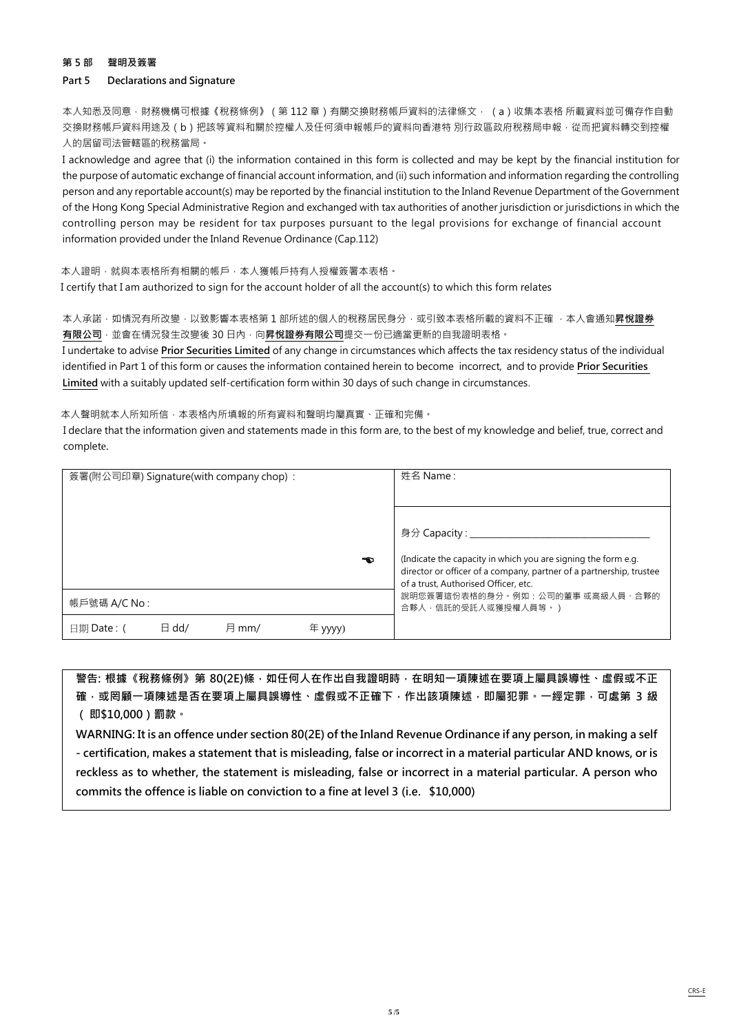### 第 5 部　聲明及簽署

### Part 5　Declarations and Signature

本人知悉及同意，財務機構可根據《稅務條例》（第 112 章）有關交換財務帳戶資料的法律條文，（a）收集本表格 所載資料並可備存作自動交換財務帳戶資料用途及（b）把該等資料和關於控權人及任何須申報帳戶的資料向香港特 別行政區政府稅務局申報，從而把資料轉交到控權人的居留司法管轄區的稅務當局。

I acknowledge and agree that (i) the information contained in this form is collected and may be kept by the financial institution for the purpose of automatic exchange of financial account information, and (ii) such information and information regarding the controlling person and any reportable account(s) may be reported by the financial institution to the Inland Revenue Department of the Government of the Hong Kong Special Administrative Region and exchanged with tax authorities of another jurisdiction or jurisdictions in which the controlling person may be resident for tax purposes pursuant to the legal provisions for exchange of financial account information provided under the Inland Revenue Ordinance (Cap.112)

本人證明，就與本表格所有相關的帳戶，本人獲帳戶持有人授權簽署本表格。

I certify that I am authorized to sign for the account holder of all the account(s) to which this form relates

本人承諾，如情況有所改變，以致影響本表格第 1 部所述的個人的稅務居民身分，或引致本表格所載的資料不正確 ，本人會通知**昇悅證券有限公司**，並會在情況發生改變後 30 日內，向**昇悅證券有限公司**提交一份已適當更新的自我證明表格。

I undertake to advise **Prior Securities Limited** of any change in circumstances which affects the tax residency status of the individual identified in Part 1 of this form or causes the information contained herein to become incorrect, and to provide **Prior Securities Limited** with a suitably updated self-certification form within 30 days of such change in circumstances.

本人聲明就本人所知所信，本表格內所填報的所有資料和聲明均屬真實、正確和完備。

I declare that the information given and statements made in this form are, to the best of my knowledge and belief, true, correct and complete.

| | |
|---|---|
| 簽署(附公司印章) Signature(with company chop) : | 姓名 Name : |
| ☜ | 身分 Capacity : ______________________ (Indicate the capacity in which you are signing the form e.g. director or officer of a company, partner of a partnership, trustee of a trust, Authorised Officer, etc. 說明您簽署這份表格的身分。例如：公司的董事 或高級人員、合夥的合夥人，信託的受託人或獲授權人員等。) |
| 帳戶號碼 A/C No : | |
| 日期 Date : ( 日 dd/ 月 mm/ 年 yyyy) | |

**警告: 根據《稅務條例》第 80(2E)條，如任何人在作出自我證明時，在明知一項陳述在要項上屬具誤導性、虛假或不正確，或罔顧一項陳述是否在要項上屬具誤導性、虛假或不正確下，作出該項陳述，即屬犯罪。一經定罪，可處第 3 級（即$10,000）罰款。**

**WARNING: It is an offence under section 80(2E) of the Inland Revenue Ordinance if any person, in making a self - certification, makes a statement that is misleading, false or incorrect in a material particular AND knows, or is reckless as to whether, the statement is misleading, false or incorrect in a material particular. A person who commits the offence is liable on conviction to a fine at level 3 (i.e. $10,000)**

CRS-E